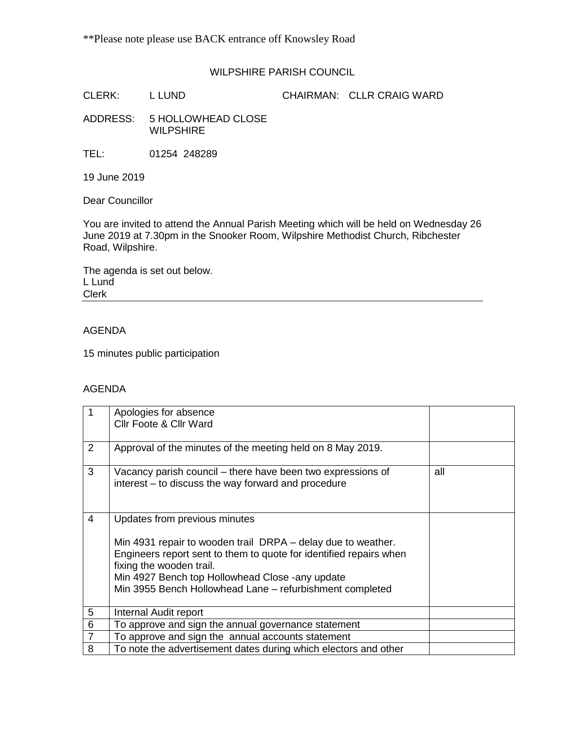**Please note please use BACK entrance off Knowsley Road

WILPSHIRE PARISH COUNCIL

CLERK: L LUND CHAIRMAN: CLLR CRAIG WARD

ADDRESS: 5 HOLLOWHEAD CLOSE
WILPSHIRE

TEL: 01254 248289

19 June 2019

Dear Councillor

You are invited to attend the Annual Parish Meeting which will be held on Wednesday 26 June 2019 at 7.30pm in the Snooker Room, Wilpshire Methodist Church, Ribchester Road, Wilpshire.

The agenda is set out below.
L Lund
Clerk

---

AGENDA

15 minutes public participation

AGENDA

| | | |
|---|---|---|
| 1 | Apologies for absence<br>Cllr Foote & Cllr Ward | |
| 2 | Approval of the minutes of the meeting held on 8 May 2019. | |
| 3 | Vacancy parish council – there have been two expressions of interest – to discuss the way forward and procedure | all |
| 4 | Updates from previous minutes<br><br>Min 4931 repair to wooden trail DRPA – delay due to weather. Engineers report sent to them to quote for identified repairs when fixing the wooden trail.<br>Min 4927 Bench top Hollowhead Close -any update<br>Min 3955 Bench Hollowhead Lane – refurbishment completed | |
| 5 | Internal Audit report | |
| 6 | To approve and sign the annual governance statement | |
| 7 | To approve and sign the annual accounts statement | |
| 8 | To note the advertisement dates during which electors and other | |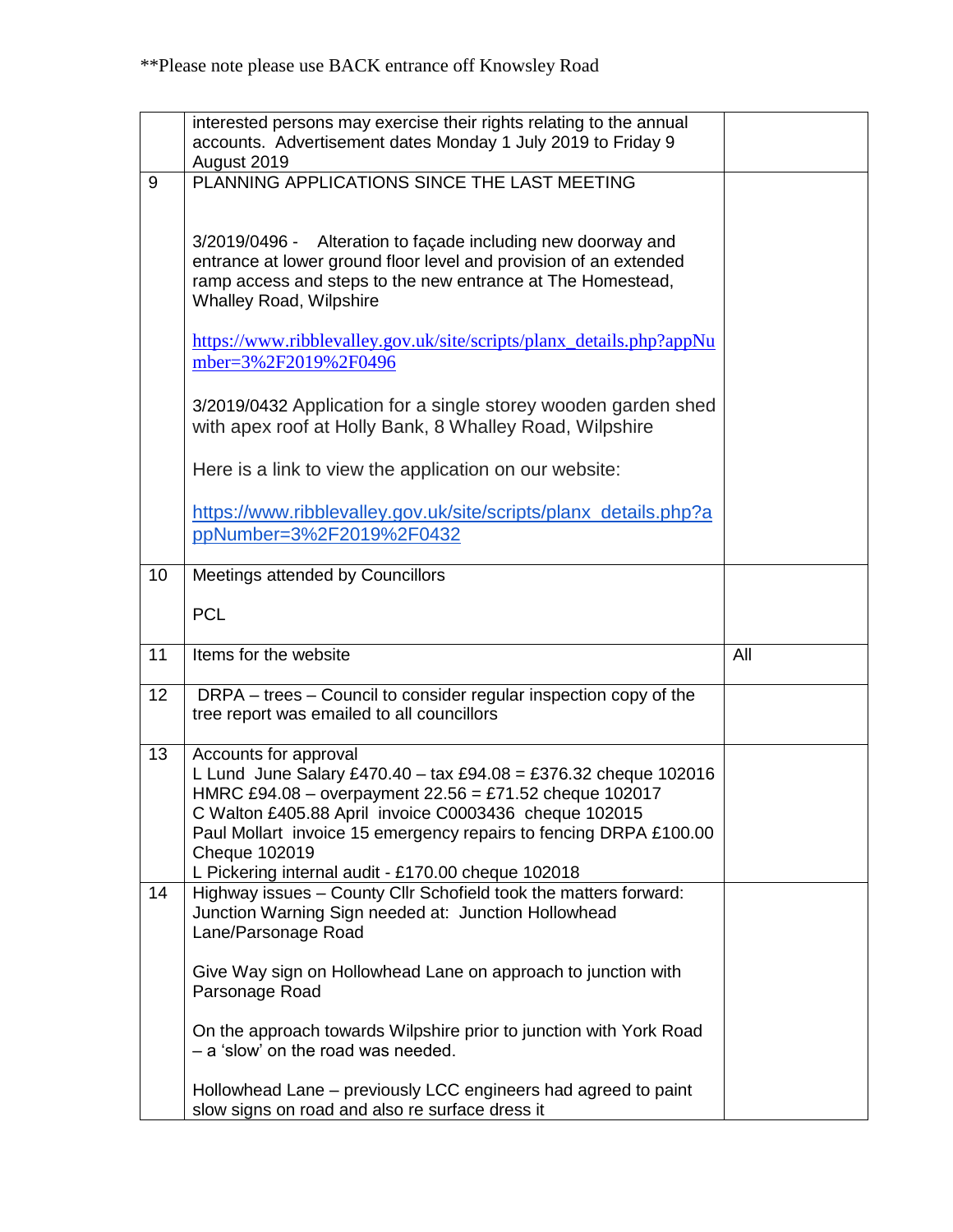**Please note please use BACK entrance off Knowsley Road

| | | |
|---|---|---|
| | interested persons may exercise their rights relating to the annual accounts. Advertisement dates Monday 1 July 2019 to Friday 9 August 2019 | |
| 9 | PLANNING APPLICATIONS SINCE THE LAST MEETING<br><br>3/2019/0496 - Alteration to façade including new doorway and entrance at lower ground floor level and provision of an extended ramp access and steps to the new entrance at The Homestead, Whalley Road, Wilpshire<br><br>https://www.ribblevalley.gov.uk/site/scripts/planx_details.php?appNumber=3%2F2019%2F0496<br><br>3/2019/0432 Application for a single storey wooden garden shed with apex roof at Holly Bank, 8 Whalley Road, Wilpshire<br><br>Here is a link to view the application on our website:<br><br>https://www.ribblevalley.gov.uk/site/scripts/planx_details.php?appNumber=3%2F2019%2F0432 | |
| 10 | Meetings attended by Councillors<br><br>PCL | |
| 11 | Items for the website | All |
| 12 | DRPA – trees – Council to consider regular inspection copy of the tree report was emailed to all councillors | |
| 13 | Accounts for approval<br>L Lund June Salary £470.40 – tax £94.08 = £376.32 cheque 102016<br>HMRC £94.08 – overpayment 22.56 = £71.52 cheque 102017<br>C Walton £405.88 April invoice C0003436 cheque 102015<br>Paul Mollart invoice 15 emergency repairs to fencing DRPA £100.00 Cheque 102019<br>L Pickering internal audit - £170.00 cheque 102018 | |
| 14 | Highway issues – County Cllr Schofield took the matters forward:<br>Junction Warning Sign needed at: Junction Hollowhead Lane/Parsonage Road<br><br>Give Way sign on Hollowhead Lane on approach to junction with Parsonage Road<br><br>On the approach towards Wilpshire prior to junction with York Road – a 'slow' on the road was needed.<br><br>Hollowhead Lane – previously LCC engineers had agreed to paint slow signs on road and also re surface dress it | |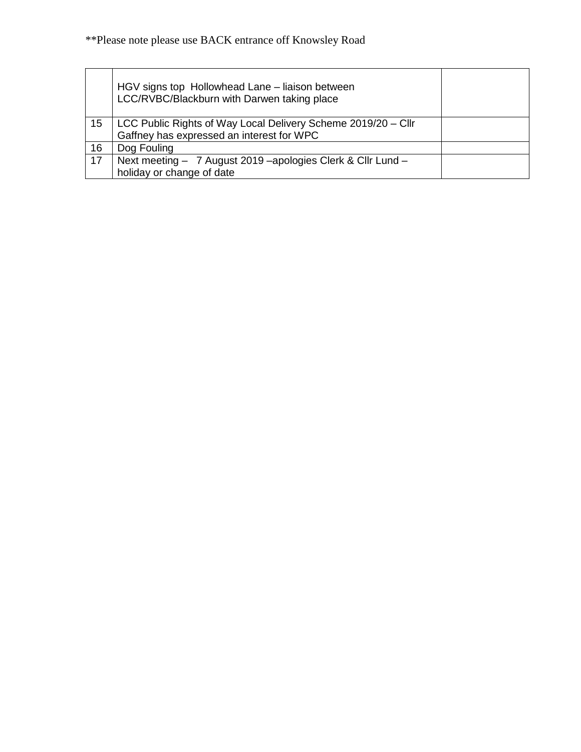**Please note please use BACK entrance off Knowsley Road

| | | |
|---|---|---|
| | HGV signs top Hollowhead Lane – liaison between LCC/RVBC/Blackburn with Darwen taking place | |
| 15 | LCC Public Rights of Way Local Delivery Scheme 2019/20 – Cllr Gaffney has expressed an interest for WPC | |
| 16 | Dog Fouling | |
| 17 | Next meeting – 7 August 2019 –apologies Clerk & Cllr Lund – holiday or change of date | |